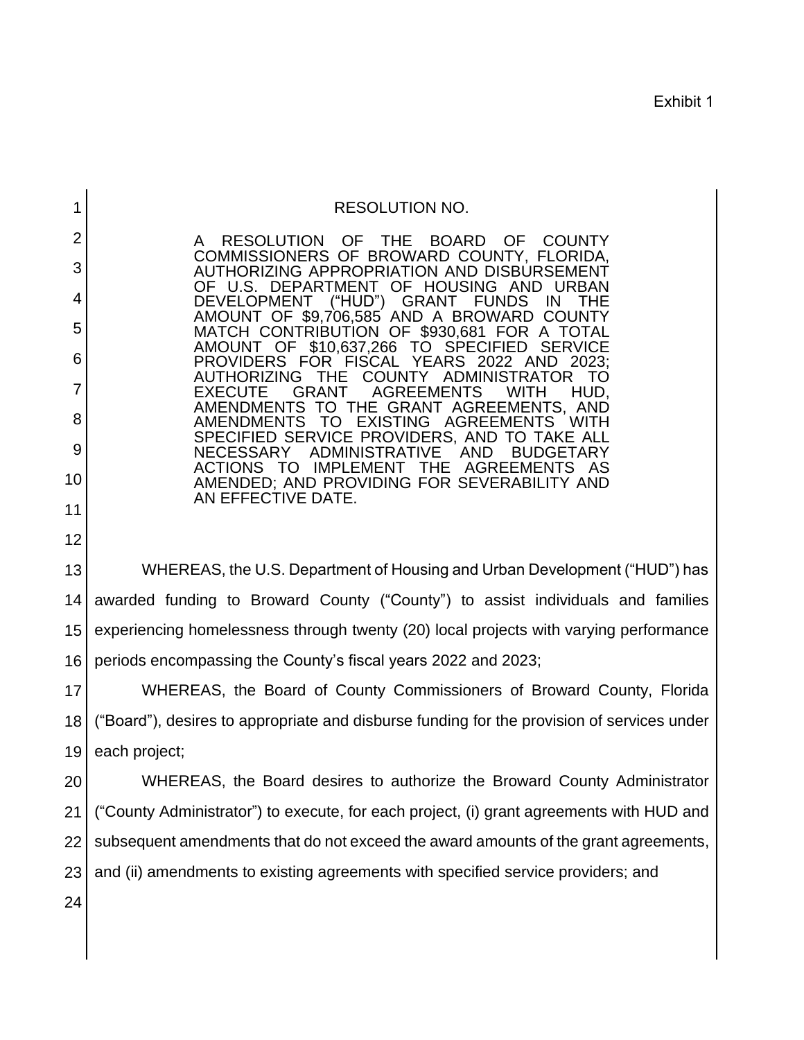Exhibit 1

RESOLUTION NO.

A RESOLUTION OF THE BOARD OF COUNTY COMMISSIONERS OF BROWARD COUNTY, FLORIDA, AUTHORIZING APPROPRIATION AND DISBURSEMENT OF U.S. DEPARTMENT OF HOUSING AND URBAN DEVELOPMENT ("HUD") GRANT FUNDS IN THE AMOUNT OF $9,706,585 AND A BROWARD COUNTY MATCH CONTRIBUTION OF $930,681 FOR A TOTAL AMOUNT OF $10,637,266 TO SPECIFIED SERVICE PROVIDERS FOR FISCAL YEARS 2022 AND 2023; AUTHORIZING THE COUNTY ADMINISTRATOR TO EXECUTE GRANT AGREEMENTS WITH HUD, AMENDMENTS TO THE GRANT AGREEMENTS, AND AMENDMENTS TO EXISTING AGREEMENTS WITH SPECIFIED SERVICE PROVIDERS, AND TO TAKE ALL NECESSARY ADMINISTRATIVE AND BUDGETARY ACTIONS TO IMPLEMENT THE AGREEMENTS AS AMENDED; AND PROVIDING FOR SEVERABILITY AND AN EFFECTIVE DATE.

WHEREAS, the U.S. Department of Housing and Urban Development ("HUD") has awarded funding to Broward County ("County") to assist individuals and families experiencing homelessness through twenty (20) local projects with varying performance periods encompassing the County's fiscal years 2022 and 2023;

WHEREAS, the Board of County Commissioners of Broward County, Florida ("Board"), desires to appropriate and disburse funding for the provision of services under each project;

WHEREAS, the Board desires to authorize the Broward County Administrator ("County Administrator") to execute, for each project, (i) grant agreements with HUD and subsequent amendments that do not exceed the award amounts of the grant agreements, and (ii) amendments to existing agreements with specified service providers; and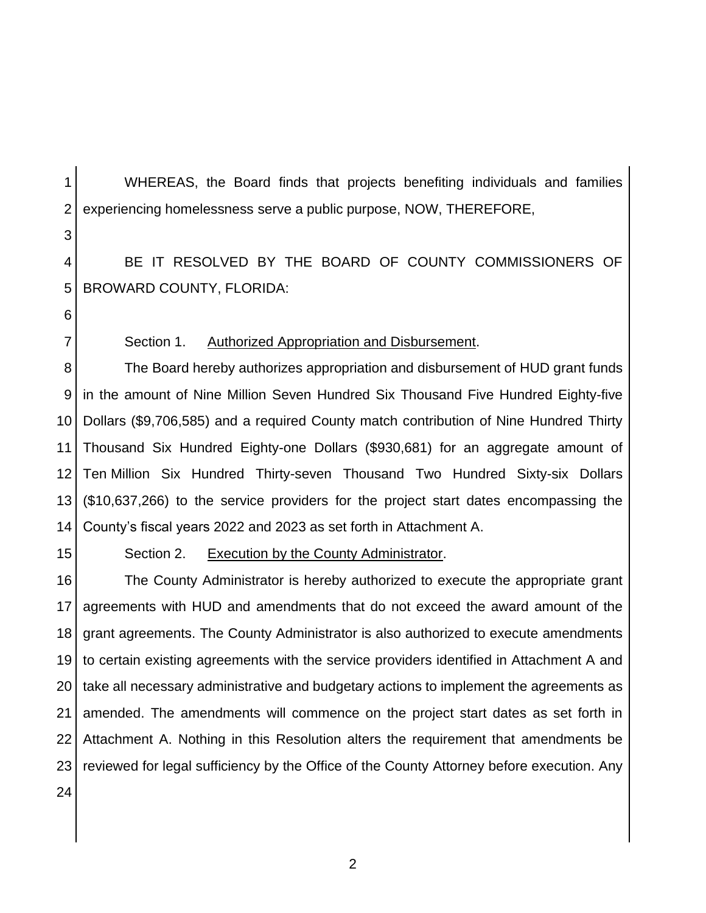WHEREAS, the Board finds that projects benefiting individuals and families experiencing homelessness serve a public purpose, NOW, THEREFORE,

BE IT RESOLVED BY THE BOARD OF COUNTY COMMISSIONERS OF BROWARD COUNTY, FLORIDA:

Section 1. Authorized Appropriation and Disbursement.

The Board hereby authorizes appropriation and disbursement of HUD grant funds in the amount of Nine Million Seven Hundred Six Thousand Five Hundred Eighty-five Dollars ($9,706,585) and a required County match contribution of Nine Hundred Thirty Thousand Six Hundred Eighty-one Dollars ($930,681) for an aggregate amount of Ten Million Six Hundred Thirty-seven Thousand Two Hundred Sixty-six Dollars ($10,637,266) to the service providers for the project start dates encompassing the County's fiscal years 2022 and 2023 as set forth in Attachment A.

Section 2. Execution by the County Administrator.

The County Administrator is hereby authorized to execute the appropriate grant agreements with HUD and amendments that do not exceed the award amount of the grant agreements. The County Administrator is also authorized to execute amendments to certain existing agreements with the service providers identified in Attachment A and take all necessary administrative and budgetary actions to implement the agreements as amended. The amendments will commence on the project start dates as set forth in Attachment A. Nothing in this Resolution alters the requirement that amendments be reviewed for legal sufficiency by the Office of the County Attorney before execution. Any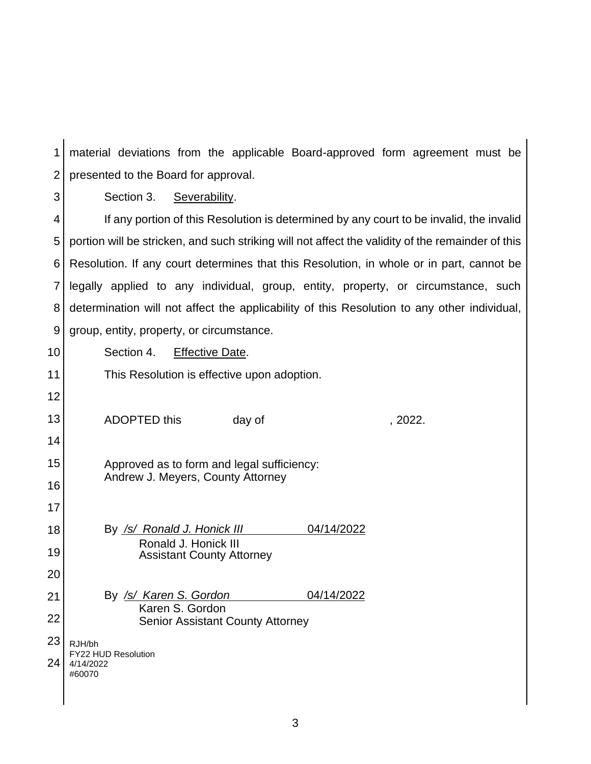material deviations from the applicable Board-approved form agreement must be presented to the Board for approval.

Section 3. Severability.

If any portion of this Resolution is determined by any court to be invalid, the invalid portion will be stricken, and such striking will not affect the validity of the remainder of this Resolution. If any court determines that this Resolution, in whole or in part, cannot be legally applied to any individual, group, entity, property, or circumstance, such determination will not affect the applicability of this Resolution to any other individual, group, entity, property, or circumstance.

Section 4. Effective Date.

This Resolution is effective upon adoption.

ADOPTED this ______ day of ______________, 2022.

Approved as to form and legal sufficiency:
Andrew J. Meyers, County Attorney

By */s/ Ronald J. Honick III* 04/14/2022
Ronald J. Honick III
Assistant County Attorney

By */s/ Karen S. Gordon* 04/14/2022
Karen S. Gordon
Senior Assistant County Attorney

RJH/bh
FY22 HUD Resolution
4/14/2022
#60070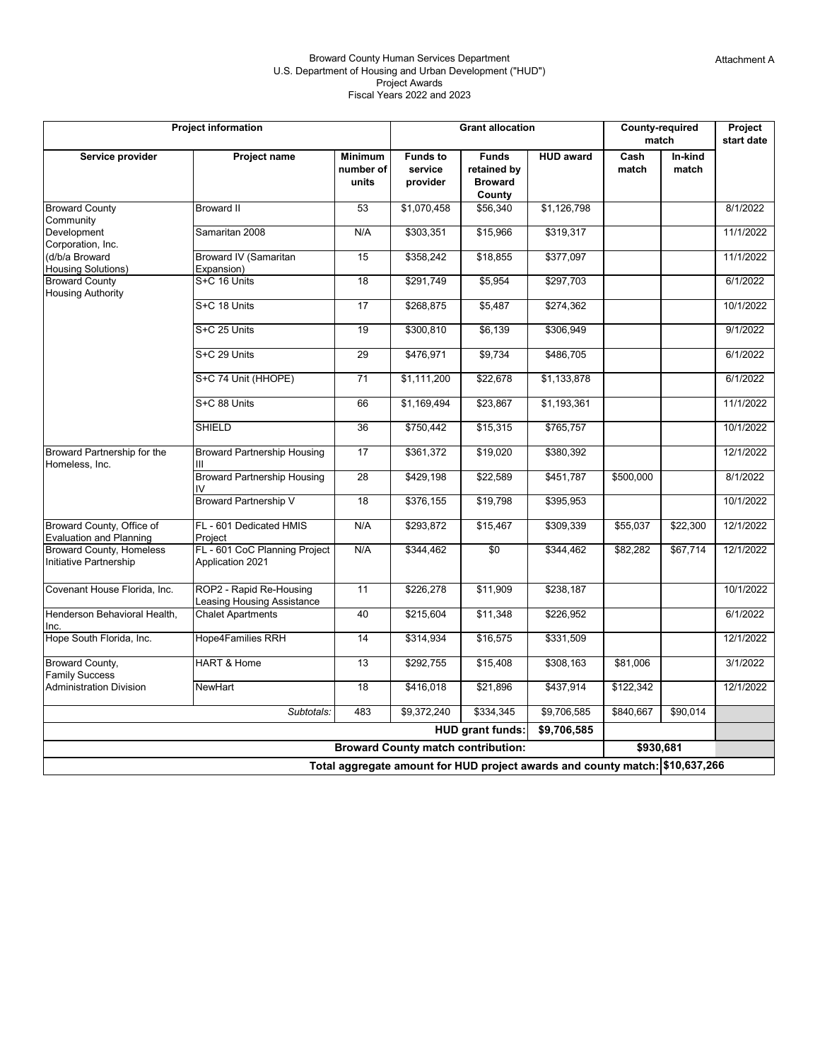Attachment A

Broward County Human Services Department
U.S. Department of Housing and Urban Development ("HUD")
Project Awards
Fiscal Years 2022 and 2023

| Project information | | | Grant allocation | | | County-required match | | Project start date |
|---|---|---|---|---|---|---|---|---|
| Service provider | Project name | Minimum number of units | Funds to service provider | Funds retained by Broward County | HUD award | Cash match | In-kind match | |
| Broward County Community Development Corporation, Inc. (d/b/a Broward Housing Solutions) | Broward II | 53 | $1,070,458 | $56,340 | $1,126,798 | | | 8/1/2022 |
| | Samaritan 2008 | N/A | $303,351 | $15,966 | $319,317 | | | 11/1/2022 |
| | Broward IV (Samaritan Expansion) | 15 | $358,242 | $18,855 | $377,097 | | | 11/1/2022 |
| Broward County Housing Authority | S+C 16 Units | 18 | $291,749 | $5,954 | $297,703 | | | 6/1/2022 |
| | S+C 18 Units | 17 | $268,875 | $5,487 | $274,362 | | | 10/1/2022 |
| | S+C 25 Units | 19 | $300,810 | $6,139 | $306,949 | | | 9/1/2022 |
| | S+C 29 Units | 29 | $476,971 | $9,734 | $486,705 | | | 6/1/2022 |
| | S+C 74 Unit (HHOPE) | 71 | $1,111,200 | $22,678 | $1,133,878 | | | 6/1/2022 |
| | S+C 88 Units | 66 | $1,169,494 | $23,867 | $1,193,361 | | | 11/1/2022 |
| | SHIELD | 36 | $750,442 | $15,315 | $765,757 | | | 10/1/2022 |
| Broward Partnership for the Homeless, Inc. | Broward Partnership Housing III | 17 | $361,372 | $19,020 | $380,392 | | | 12/1/2022 |
| | Broward Partnership Housing IV | 28 | $429,198 | $22,589 | $451,787 | $500,000 | | 8/1/2022 |
| | Broward Partnership V | 18 | $376,155 | $19,798 | $395,953 | | | 10/1/2022 |
| Broward County, Office of Evaluation and Planning | FL - 601 Dedicated HMIS Project | N/A | $293,872 | $15,467 | $309,339 | $55,037 | $22,300 | 12/1/2022 |
| Broward County, Homeless Initiative Partnership | FL - 601 CoC Planning Project Application 2021 | N/A | $344,462 | $0 | $344,462 | $82,282 | $67,714 | 12/1/2022 |
| Covenant House Florida, Inc. | ROP2 - Rapid Re-Housing Leasing Housing Assistance | 11 | $226,278 | $11,909 | $238,187 | | | 10/1/2022 |
| Henderson Behavioral Health, Inc. | Chalet Apartments | 40 | $215,604 | $11,348 | $226,952 | | | 6/1/2022 |
| Hope South Florida, Inc. | Hope4Families RRH | 14 | $314,934 | $16,575 | $331,509 | | | 12/1/2022 |
| Broward County, Family Success Administration Division | HART & Home | 13 | $292,755 | $15,408 | $308,163 | $81,006 | | 3/1/2022 |
| | NewHart | 18 | $416,018 | $21,896 | $437,914 | $122,342 | | 12/1/2022 |
| | *Subtotals:* | 483 | $9,372,240 | $334,345 | $9,706,585 | $840,667 | $90,014 | |
| | | | | **HUD grant funds:** | **$9,706,585** | | | |
| | | | **Broward County match contribution:** | | | **$930,681** | | |
| | | | **Total aggregate amount for HUD project awards and county match:** | | | | **$10,637,266** | |